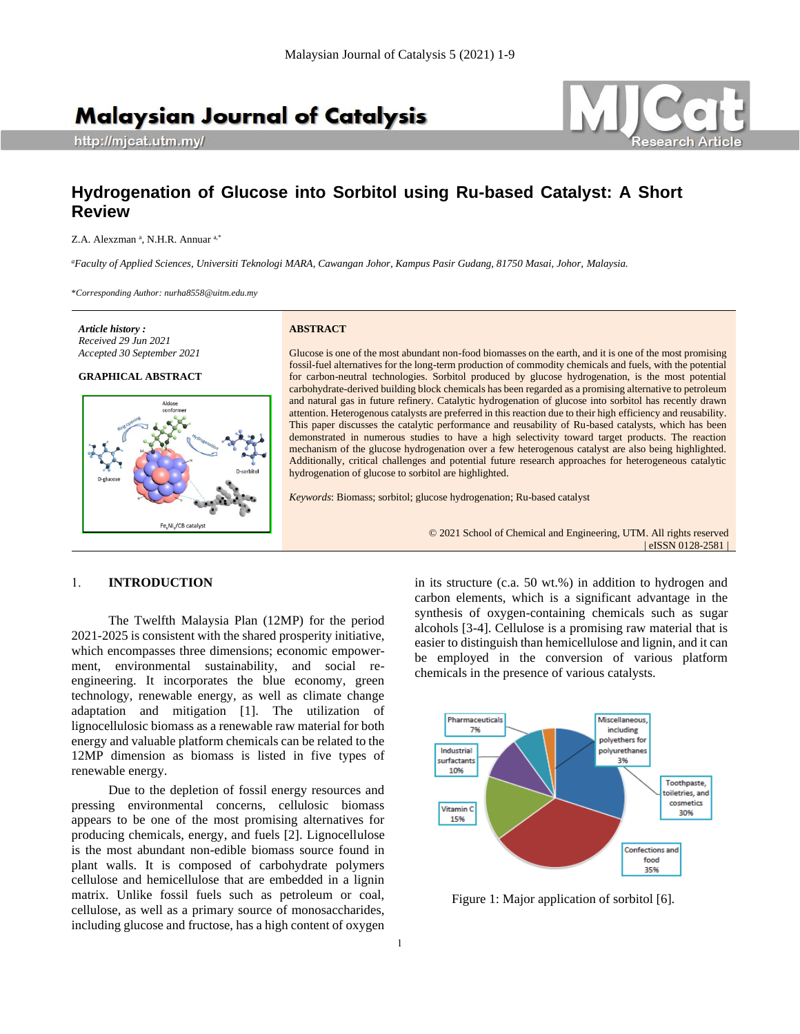# Hydrogenation of Glucose into Sorbitol using Ru-based Catalyst: A Short Review

Z.A. Alexzman [a], N.H.R. Annuar [a,*]

[a]*Faculty of Applied Sciences, Universiti Teknologi MARA, Cawangan Johor, Kampus Pasir Gudang, 81750 Masai, Johor, Malaysia.*

*\*Corresponding Author: nurha8558@uitm.edu.my*

***Article history :***
*Received 29 Jun 2021*
*Accepted 30 September 2021*

**GRAPHICAL ABSTRACT**

**ABSTRACT**

Glucose is one of the most abundant non-food biomasses on the earth, and it is one of the most promising fossil-fuel alternatives for the long-term production of commodity chemicals and fuels, with the potential for carbon-neutral technologies. Sorbitol produced by glucose hydrogenation, is the most potential carbohydrate-derived building block chemicals has been regarded as a promising alternative to petroleum and natural gas in future refinery. Catalytic hydrogenation of glucose into sorbitol has recently drawn attention. Heterogenous catalysts are preferred in this reaction due to their high efficiency and reusability. This paper discusses the catalytic performance and reusability of Ru-based catalysts, which has been demonstrated in numerous studies to have a high selectivity toward target products. The reaction mechanism of the glucose hydrogenation over a few heterogenous catalyst are also being highlighted. Additionally, critical challenges and potential future research approaches for heterogeneous catalytic hydrogenation of glucose to sorbitol are highlighted.

*Keywords*: Biomass; sorbitol; glucose hydrogenation; Ru-based catalyst

© 2021 School of Chemical and Engineering, UTM. All rights reserved
| eISSN 0128-2581 |

## 1. INTRODUCTION

The Twelfth Malaysia Plan (12MP) for the period 2021-2025 is consistent with the shared prosperity initiative, which encompasses three dimensions; economic empowerment, environmental sustainability, and social re-engineering. It incorporates the blue economy, green technology, renewable energy, as well as climate change adaptation and mitigation [1]. The utilization of lignocellulosic biomass as a renewable raw material for both energy and valuable platform chemicals can be related to the 12MP dimension as biomass is listed in five types of renewable energy.

Due to the depletion of fossil energy resources and pressing environmental concerns, cellulosic biomass appears to be one of the most promising alternatives for producing chemicals, energy, and fuels [2]. Lignocellulose is the most abundant non-edible biomass source found in plant walls. It is composed of carbohydrate polymers cellulose and hemicellulose that are embedded in a lignin matrix. Unlike fossil fuels such as petroleum or coal, cellulose, as well as a primary source of monosaccharides, including glucose and fructose, has a high content of oxygen in its structure (c.a. 50 wt.%) in addition to hydrogen and carbon elements, which is a significant advantage in the synthesis of oxygen-containing chemicals such as sugar alcohols [3-4]. Cellulose is a promising raw material that is easier to distinguish than hemicellulose and lignin, and it can be employed in the conversion of various platform chemicals in the presence of various catalysts.

Figure 1: Major application of sorbitol [6].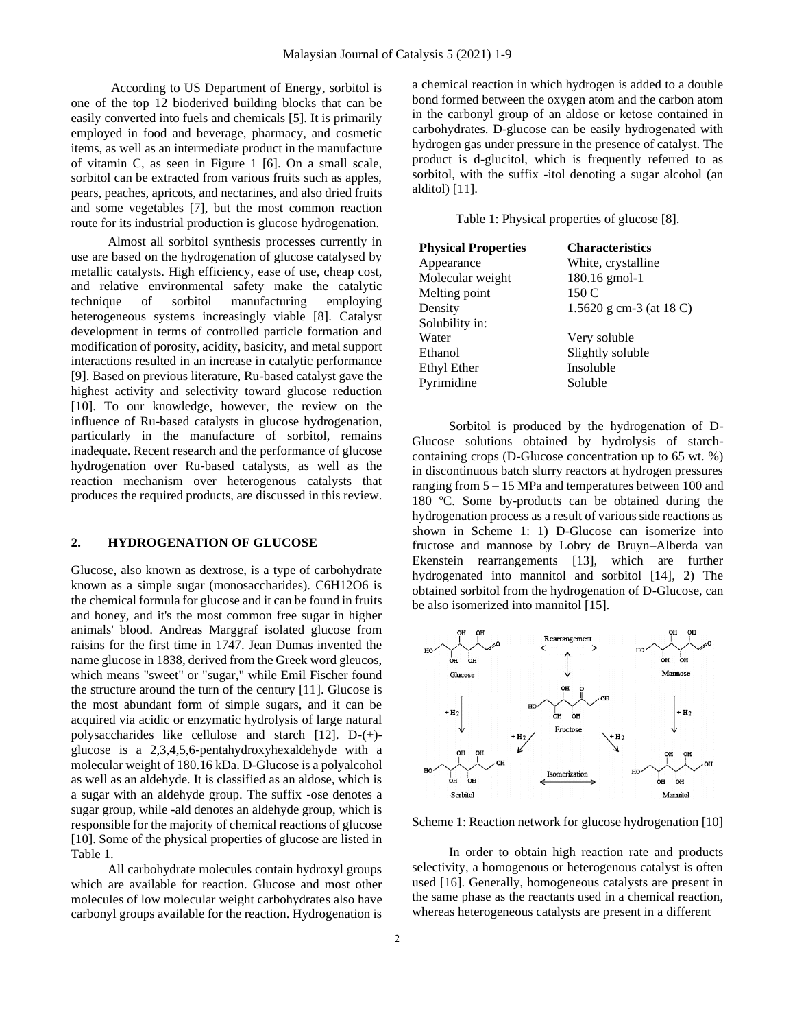According to US Department of Energy, sorbitol is one of the top 12 bioderived building blocks that can be easily converted into fuels and chemicals [5]. It is primarily employed in food and beverage, pharmacy, and cosmetic items, as well as an intermediate product in the manufacture of vitamin C, as seen in Figure 1 [6]. On a small scale, sorbitol can be extracted from various fruits such as apples, pears, peaches, apricots, and nectarines, and also dried fruits and some vegetables [7], but the most common reaction route for its industrial production is glucose hydrogenation.

Almost all sorbitol synthesis processes currently in use are based on the hydrogenation of glucose catalysed by metallic catalysts. High efficiency, ease of use, cheap cost, and relative environmental safety make the catalytic technique of sorbitol manufacturing employing heterogeneous systems increasingly viable [8]. Catalyst development in terms of controlled particle formation and modification of porosity, acidity, basicity, and metal support interactions resulted in an increase in catalytic performance [9]. Based on previous literature, Ru-based catalyst gave the highest activity and selectivity toward glucose reduction [10]. To our knowledge, however, the review on the influence of Ru-based catalysts in glucose hydrogenation, particularly in the manufacture of sorbitol, remains inadequate. Recent research and the performance of glucose hydrogenation over Ru-based catalysts, as well as the reaction mechanism over heterogenous catalysts that produces the required products, are discussed in this review.

## 2. HYDROGENATION OF GLUCOSE

Glucose, also known as dextrose, is a type of carbohydrate known as a simple sugar (monosaccharides). $C_6H_{12}O_6$ is the chemical formula for glucose and it can be found in fruits and honey, and it's the most common free sugar in higher animals' blood. Andreas Marggraf isolated glucose from raisins for the first time in 1747. Jean Dumas invented the name glucose in 1838, derived from the Greek word gleucos, which means "sweet" or "sugar," while Emil Fischer found the structure around the turn of the century [11]. Glucose is the most abundant form of simple sugars, and it can be acquired via acidic or enzymatic hydrolysis of large natural polysaccharides like cellulose and starch [12]. D-(+)-glucose is a 2,3,4,5,6-pentahydroxyhexaldehyde with a molecular weight of 180.16 kDa. D-Glucose is a polyalcohol as well as an aldehyde. It is classified as an aldose, which is a sugar with an aldehyde group. The suffix -ose denotes a sugar group, while -ald denotes an aldehyde group, which is responsible for the majority of chemical reactions of glucose [10]. Some of the physical properties of glucose are listed in Table 1.

All carbohydrate molecules contain hydroxyl groups which are available for reaction. Glucose and most other molecules of low molecular weight carbohydrates also have carbonyl groups available for the reaction. Hydrogenation is a chemical reaction in which hydrogen is added to a double bond formed between the oxygen atom and the carbon atom in the carbonyl group of an aldose or ketose contained in carbohydrates. D-glucose can be easily hydrogenated with hydrogen gas under pressure in the presence of catalyst. The product is d-glucitol, which is frequently referred to as sorbitol, with the suffix -itol denoting a sugar alcohol (an alditol) [11].

Table 1: Physical properties of glucose [8].

| **Physical Properties** | **Characteristics** |
|---|---|
| Appearance | White, crystalline |
| Molecular weight | 180.16 gmol-1 |
| Melting point | 150 C |
| Density | 1.5620 g cm-3 (at 18 C) |
| Solubility in: | |
| Water | Very soluble |
| Ethanol | Slightly soluble |
| Ethyl Ether | Insoluble |
| Pyrimidine | Soluble |

Sorbitol is produced by the hydrogenation of D-Glucose solutions obtained by hydrolysis of starch-containing crops (D-Glucose concentration up to 65 wt. %) in discontinuous batch slurry reactors at hydrogen pressures ranging from 5 – 15 MPa and temperatures between 100 and 180 ºC. Some by-products can be obtained during the hydrogenation process as a result of various side reactions as shown in Scheme 1: 1) D-Glucose can isomerize into fructose and mannose by Lobry de Bruyn–Alberda van Ekenstein rearrangements [13], which are further hydrogenated into mannitol and sorbitol [14], 2) The obtained sorbitol from the hydrogenation of D-Glucose, can be also isomerized into mannitol [15].

Scheme 1: Reaction network for glucose hydrogenation [10]

In order to obtain high reaction rate and products selectivity, a homogenous or heterogenous catalyst is often used [16]. Generally, homogeneous catalysts are present in the same phase as the reactants used in a chemical reaction, whereas heterogeneous catalysts are present in a different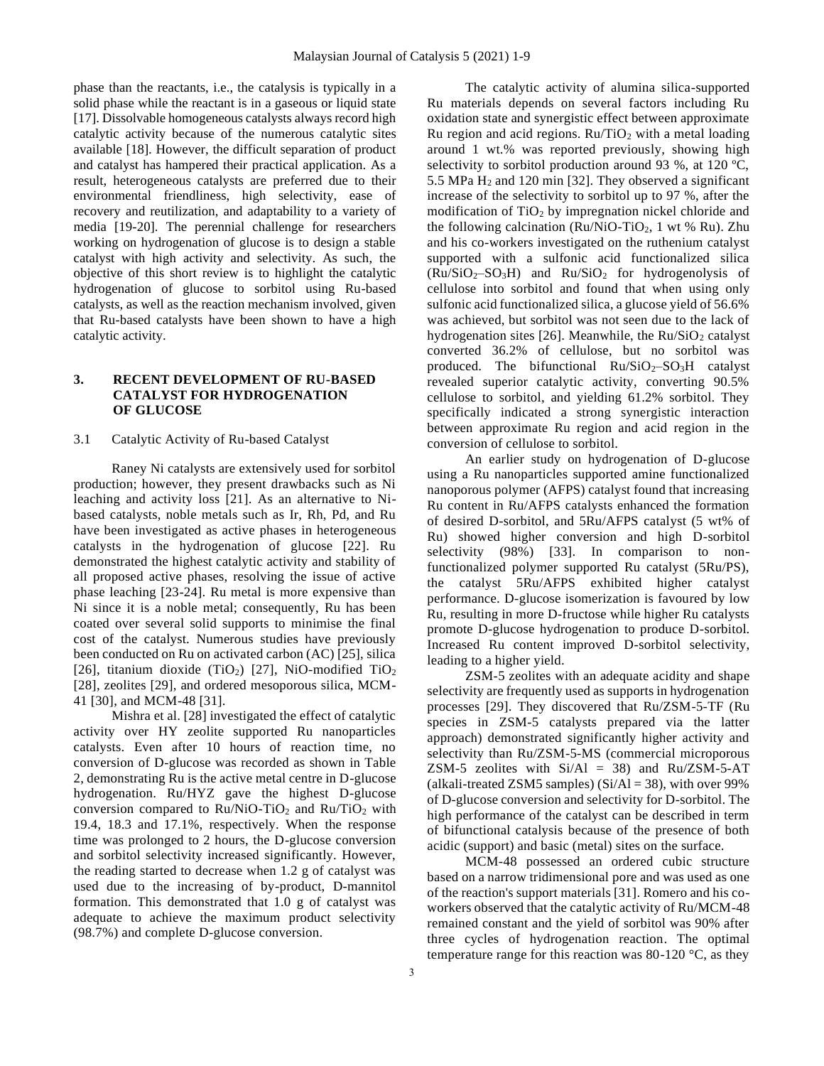phase than the reactants, i.e., the catalysis is typically in a solid phase while the reactant is in a gaseous or liquid state [17]. Dissolvable homogeneous catalysts always record high catalytic activity because of the numerous catalytic sites available [18]. However, the difficult separation of product and catalyst has hampered their practical application. As a result, heterogeneous catalysts are preferred due to their environmental friendliness, high selectivity, ease of recovery and reutilization, and adaptability to a variety of media [19-20]. The perennial challenge for researchers working on hydrogenation of glucose is to design a stable catalyst with high activity and selectivity. As such, the objective of this short review is to highlight the catalytic hydrogenation of glucose to sorbitol using Ru-based catalysts, as well as the reaction mechanism involved, given that Ru-based catalysts have been shown to have a high catalytic activity.

## 3. RECENT DEVELOPMENT OF RU-BASED CATALYST FOR HYDROGENATION OF GLUCOSE

### 3.1 Catalytic Activity of Ru-based Catalyst

Raney Ni catalysts are extensively used for sorbitol production; however, they present drawbacks such as Ni leaching and activity loss [21]. As an alternative to Ni-based catalysts, noble metals such as Ir, Rh, Pd, and Ru have been investigated as active phases in heterogeneous catalysts in the hydrogenation of glucose [22]. Ru demonstrated the highest catalytic activity and stability of all proposed active phases, resolving the issue of active phase leaching [23-24]. Ru metal is more expensive than Ni since it is a noble metal; consequently, Ru has been coated over several solid supports to minimise the final cost of the catalyst. Numerous studies have previously been conducted on Ru on activated carbon (AC) [25], silica [26], titanium dioxide ($TiO_2$) [27], NiO-modified $TiO_2$ [28], zeolites [29], and ordered mesoporous silica, MCM-41 [30], and MCM-48 [31].

Mishra et al. [28] investigated the effect of catalytic activity over HY zeolite supported Ru nanoparticles catalysts. Even after 10 hours of reaction time, no conversion of D-glucose was recorded as shown in Table 2, demonstrating Ru is the active metal centre in D-glucose hydrogenation. Ru/HYZ gave the highest D-glucose conversion compared to Ru/NiO-$TiO_2$ and Ru/$TiO_2$ with 19.4, 18.3 and 17.1%, respectively. When the response time was prolonged to 2 hours, the D-glucose conversion and sorbitol selectivity increased significantly. However, the reading started to decrease when 1.2 g of catalyst was used due to the increasing of by-product, D-mannitol formation. This demonstrated that 1.0 g of catalyst was adequate to achieve the maximum product selectivity (98.7%) and complete D-glucose conversion.

The catalytic activity of alumina silica-supported Ru materials depends on several factors including Ru oxidation state and synergistic effect between approximate Ru region and acid regions. Ru/$TiO_2$ with a metal loading around 1 wt.% was reported previously, showing high selectivity to sorbitol production around 93 %, at 120 ºC, 5.5 MPa $H_2$ and 120 min [32]. They observed a significant increase of the selectivity to sorbitol up to 97 %, after the modification of $TiO_2$ by impregnation nickel chloride and the following calcination (Ru/NiO-$TiO_2$, 1 wt % Ru). Zhu and his co-workers investigated on the ruthenium catalyst supported with a sulfonic acid functionalized silica (Ru/$SiO_2$–$SO_3H$) and Ru/$SiO_2$ for hydrogenolysis of cellulose into sorbitol and found that when using only sulfonic acid functionalized silica, a glucose yield of 56.6% was achieved, but sorbitol was not seen due to the lack of hydrogenation sites [26]. Meanwhile, the Ru/$SiO_2$ catalyst converted 36.2% of cellulose, but no sorbitol was produced. The bifunctional Ru/$SiO_2$–$SO_3H$ catalyst revealed superior catalytic activity, converting 90.5% cellulose to sorbitol, and yielding 61.2% sorbitol. They specifically indicated a strong synergistic interaction between approximate Ru region and acid region in the conversion of cellulose to sorbitol.

An earlier study on hydrogenation of D-glucose using a Ru nanoparticles supported amine functionalized nanoporous polymer (AFPS) catalyst found that increasing Ru content in Ru/AFPS catalysts enhanced the formation of desired D-sorbitol, and 5Ru/AFPS catalyst (5 wt% of Ru) showed higher conversion and high D-sorbitol selectivity (98%) [33]. In comparison to non-functionalized polymer supported Ru catalyst (5Ru/PS), the catalyst 5Ru/AFPS exhibited higher catalyst performance. D-glucose isomerization is favoured by low Ru, resulting in more D-fructose while higher Ru catalysts promote D-glucose hydrogenation to produce D-sorbitol. Increased Ru content improved D-sorbitol selectivity, leading to a higher yield.

ZSM-5 zeolites with an adequate acidity and shape selectivity are frequently used as supports in hydrogenation processes [29]. They discovered that Ru/ZSM-5-TF (Ru species in ZSM-5 catalysts prepared via the latter approach) demonstrated significantly higher activity and selectivity than Ru/ZSM-5-MS (commercial microporous ZSM-5 zeolites with Si/Al = 38) and Ru/ZSM-5-AT (alkali-treated ZSM5 samples) (Si/Al = 38), with over 99% of D-glucose conversion and selectivity for D-sorbitol. The high performance of the catalyst can be described in term of bifunctional catalysis because of the presence of both acidic (support) and basic (metal) sites on the surface.

MCM-48 possessed an ordered cubic structure based on a narrow tridimensional pore and was used as one of the reaction's support materials [31]. Romero and his co-workers observed that the catalytic activity of Ru/MCM-48 remained constant and the yield of sorbitol was 90% after three cycles of hydrogenation reaction. The optimal temperature range for this reaction was 80-120 °C, as they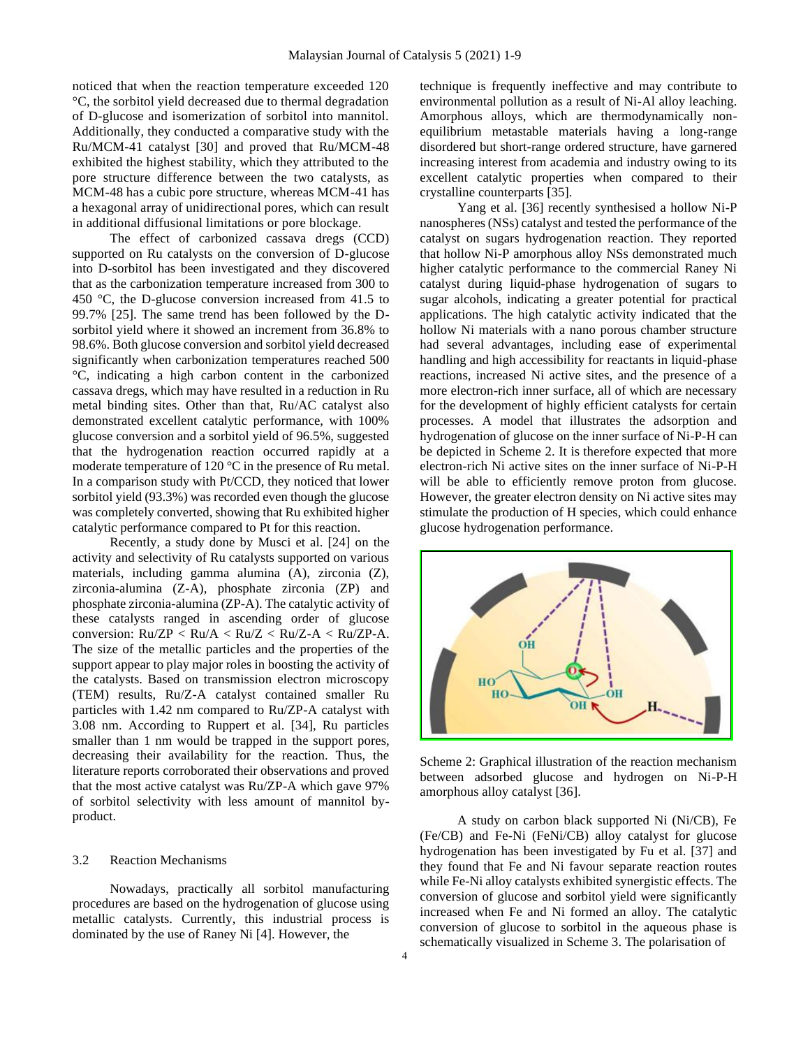noticed that when the reaction temperature exceeded 120 °C, the sorbitol yield decreased due to thermal degradation of D-glucose and isomerization of sorbitol into mannitol. Additionally, they conducted a comparative study with the Ru/MCM-41 catalyst [30] and proved that Ru/MCM-48 exhibited the highest stability, which they attributed to the pore structure difference between the two catalysts, as MCM-48 has a cubic pore structure, whereas MCM-41 has a hexagonal array of unidirectional pores, which can result in additional diffusional limitations or pore blockage.

The effect of carbonized cassava dregs (CCD) supported on Ru catalysts on the conversion of D-glucose into D-sorbitol has been investigated and they discovered that as the carbonization temperature increased from 300 to 450 °C, the D-glucose conversion increased from 41.5 to 99.7% [25]. The same trend has been followed by the D-sorbitol yield where it showed an increment from 36.8% to 98.6%. Both glucose conversion and sorbitol yield decreased significantly when carbonization temperatures reached 500 °C, indicating a high carbon content in the carbonized cassava dregs, which may have resulted in a reduction in Ru metal binding sites. Other than that, Ru/AC catalyst also demonstrated excellent catalytic performance, with 100% glucose conversion and a sorbitol yield of 96.5%, suggested that the hydrogenation reaction occurred rapidly at a moderate temperature of 120 °C in the presence of Ru metal. In a comparison study with Pt/CCD, they noticed that lower sorbitol yield (93.3%) was recorded even though the glucose was completely converted, showing that Ru exhibited higher catalytic performance compared to Pt for this reaction.

Recently, a study done by Musci et al. [24] on the activity and selectivity of Ru catalysts supported on various materials, including gamma alumina (A), zirconia (Z), zirconia-alumina (Z-A), phosphate zirconia (ZP) and phosphate zirconia-alumina (ZP-A). The catalytic activity of these catalysts ranged in ascending order of glucose conversion: Ru/ZP < Ru/A < Ru/Z < Ru/Z-A < Ru/ZP-A. The size of the metallic particles and the properties of the support appear to play major roles in boosting the activity of the catalysts. Based on transmission electron microscopy (TEM) results, Ru/Z-A catalyst contained smaller Ru particles with 1.42 nm compared to Ru/ZP-A catalyst with 3.08 nm. According to Ruppert et al. [34], Ru particles smaller than 1 nm would be trapped in the support pores, decreasing their availability for the reaction. Thus, the literature reports corroborated their observations and proved that the most active catalyst was Ru/ZP-A which gave 97% of sorbitol selectivity with less amount of mannitol by-product.

### 3.2 Reaction Mechanisms

Nowadays, practically all sorbitol manufacturing procedures are based on the hydrogenation of glucose using metallic catalysts. Currently, this industrial process is dominated by the use of Raney Ni [4]. However, the technique is frequently ineffective and may contribute to environmental pollution as a result of Ni-Al alloy leaching. Amorphous alloys, which are thermodynamically non-equilibrium metastable materials having a long-range disordered but short-range ordered structure, have garnered increasing interest from academia and industry owing to its excellent catalytic properties when compared to their crystalline counterparts [35].

Yang et al. [36] recently synthesised a hollow Ni-P nanospheres (NSs) catalyst and tested the performance of the catalyst on sugars hydrogenation reaction. They reported that hollow Ni-P amorphous alloy NSs demonstrated much higher catalytic performance to the commercial Raney Ni catalyst during liquid-phase hydrogenation of sugars to sugar alcohols, indicating a greater potential for practical applications. The high catalytic activity indicated that the hollow Ni materials with a nano porous chamber structure had several advantages, including ease of experimental handling and high accessibility for reactants in liquid-phase reactions, increased Ni active sites, and the presence of a more electron-rich inner surface, all of which are necessary for the development of highly efficient catalysts for certain processes. A model that illustrates the adsorption and hydrogenation of glucose on the inner surface of Ni-P-H can be depicted in Scheme 2. It is therefore expected that more electron-rich Ni active sites on the inner surface of Ni-P-H will be able to efficiently remove proton from glucose. However, the greater electron density on Ni active sites may stimulate the production of H species, which could enhance glucose hydrogenation performance.

Scheme 2: Graphical illustration of the reaction mechanism between adsorbed glucose and hydrogen on Ni-P-H amorphous alloy catalyst [36].

A study on carbon black supported Ni (Ni/CB), Fe (Fe/CB) and Fe-Ni (FeNi/CB) alloy catalyst for glucose hydrogenation has been investigated by Fu et al. [37] and they found that Fe and Ni favour separate reaction routes while Fe-Ni alloy catalysts exhibited synergistic effects. The conversion of glucose and sorbitol yield were significantly increased when Fe and Ni formed an alloy. The catalytic conversion of glucose to sorbitol in the aqueous phase is schematically visualized in Scheme 3. The polarisation of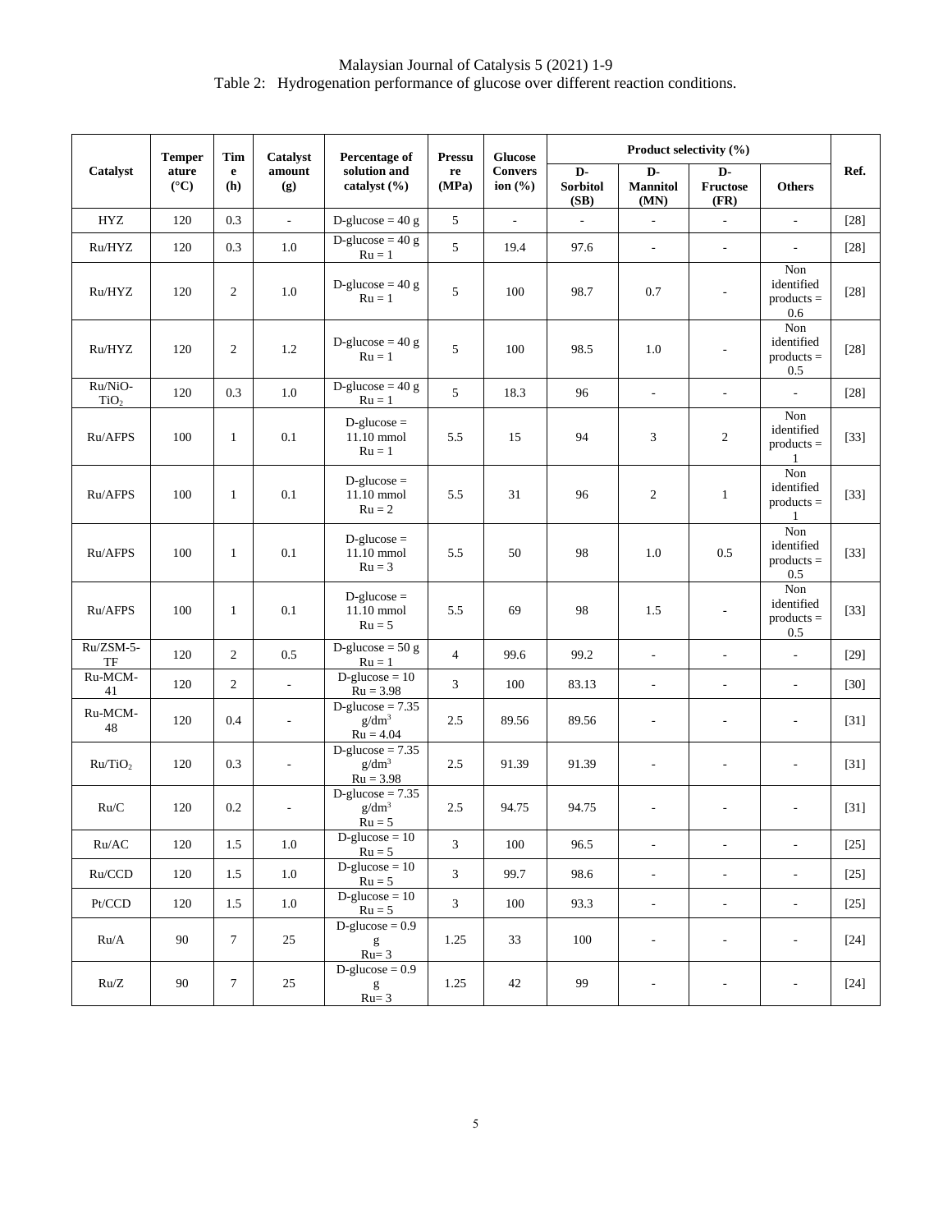Table 2: Hydrogenation performance of glucose over different reaction conditions.

| Catalyst | Temperature (°C) | Time (h) | Catalyst amount (g) | Percentage of solution and catalyst (%) | Pressure (MPa) | Glucose Conversion (%) | Product selectivity (%) | | | | Ref. |
|---|---|---|---|---|---|---|---|---|---|---|---|
| | | | | | | | D-Sorbitol (SB) | D-Mannitol (MN) | D-Fructose (FR) | Others | |
| HYZ | 120 | 0.3 | - | D-glucose = 40 g | 5 | - | - | - | - | - | [28] |
| Ru/HYZ | 120 | 0.3 | 1.0 | D-glucose = 40 g Ru = 1 | 5 | 19.4 | 97.6 | - | - | - | [28] |
| Ru/HYZ | 120 | 2 | 1.0 | D-glucose = 40 g Ru = 1 | 5 | 100 | 98.7 | 0.7 | - | Non identified products = 0.6 | [28] |
| Ru/HYZ | 120 | 2 | 1.2 | D-glucose = 40 g Ru = 1 | 5 | 100 | 98.5 | 1.0 | - | Non identified products = 0.5 | [28] |
| Ru/NiO-$TiO_2$ | 120 | 0.3 | 1.0 | D-glucose = 40 g Ru = 1 | 5 | 18.3 | 96 | - | - | - | [28] |
| Ru/AFPS | 100 | 1 | 0.1 | D-glucose = 11.10 mmol Ru = 1 | 5.5 | 15 | 94 | 3 | 2 | Non identified products = 1 | [33] |
| Ru/AFPS | 100 | 1 | 0.1 | D-glucose = 11.10 mmol Ru = 2 | 5.5 | 31 | 96 | 2 | 1 | Non identified products = 1 | [33] |
| Ru/AFPS | 100 | 1 | 0.1 | D-glucose = 11.10 mmol Ru = 3 | 5.5 | 50 | 98 | 1.0 | 0.5 | Non identified products = 0.5 | [33] |
| Ru/AFPS | 100 | 1 | 0.1 | D-glucose = 11.10 mmol Ru = 5 | 5.5 | 69 | 98 | 1.5 | - | Non identified products = 0.5 | [33] |
| Ru/ZSM-5-TF | 120 | 2 | 0.5 | D-glucose = 50 g Ru = 1 | 4 | 99.6 | 99.2 | - | - | - | [29] |
| Ru-MCM-41 | 120 | 2 | - | D-glucose = 10 Ru = 3.98 | 3 | 100 | 83.13 | - | - | - | [30] |
| Ru-MCM-48 | 120 | 0.4 | - | D-glucose = 7.35 $g/dm^3$ Ru = 4.04 | 2.5 | 89.56 | 89.56 | - | - | - | [31] |
| Ru/$TiO_2$ | 120 | 0.3 | - | D-glucose = 7.35 $g/dm^3$ Ru = 3.98 | 2.5 | 91.39 | 91.39 | - | - | - | [31] |
| Ru/C | 120 | 0.2 | - | D-glucose = 7.35 $g/dm^3$ Ru = 5 | 2.5 | 94.75 | 94.75 | - | - | - | [31] |
| Ru/AC | 120 | 1.5 | 1.0 | D-glucose = 10 Ru = 5 | 3 | 100 | 96.5 | - | - | - | [25] |
| Ru/CCD | 120 | 1.5 | 1.0 | D-glucose = 10 Ru = 5 | 3 | 99.7 | 98.6 | - | - | - | [25] |
| Pt/CCD | 120 | 1.5 | 1.0 | D-glucose = 10 Ru = 5 | 3 | 100 | 93.3 | - | - | - | [25] |
| Ru/A | 90 | 7 | 25 | D-glucose = 0.9 g Ru= 3 | 1.25 | 33 | 100 | - | - | - | [24] |
| Ru/Z | 90 | 7 | 25 | D-glucose = 0.9 g Ru= 3 | 1.25 | 42 | 99 | - | - | - | [24] |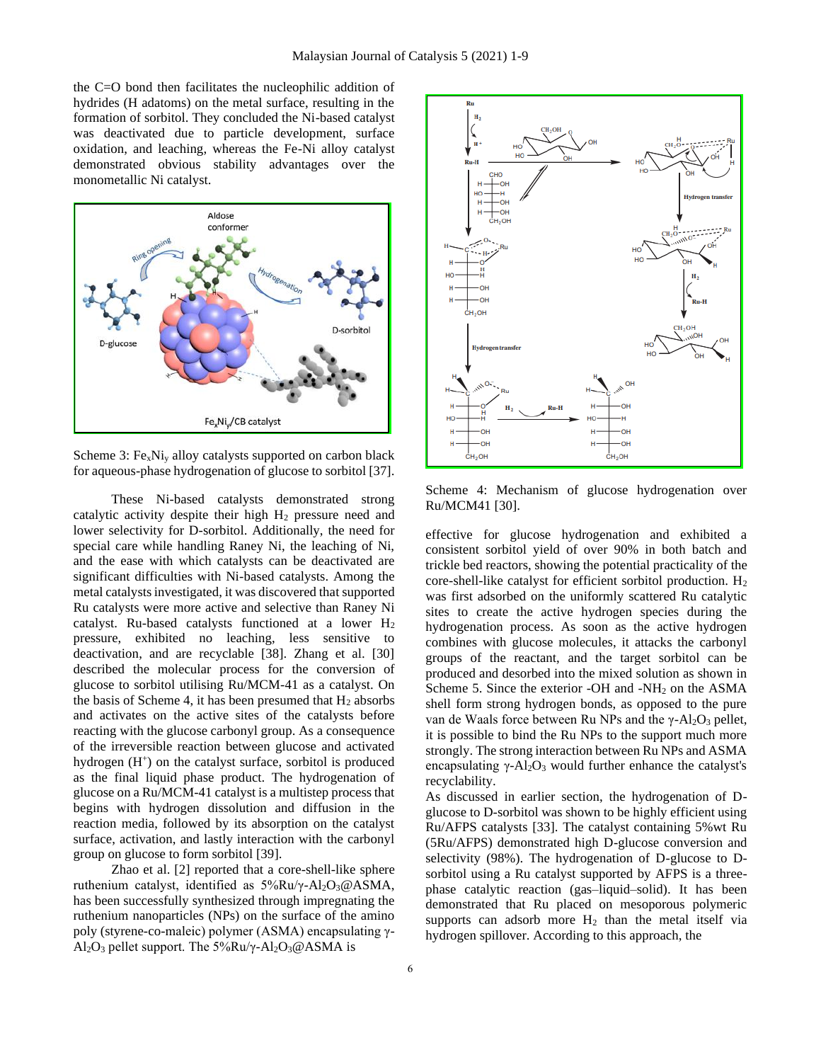the C=O bond then facilitates the nucleophilic addition of hydrides (H adatoms) on the metal surface, resulting in the formation of sorbitol. They concluded the Ni-based catalyst was deactivated due to particle development, surface oxidation, and leaching, whereas the Fe-Ni alloy catalyst demonstrated obvious stability advantages over the monometallic Ni catalyst.

Scheme 3: $Fe_xNi_y$ alloy catalysts supported on carbon black for aqueous-phase hydrogenation of glucose to sorbitol [37].

These Ni-based catalysts demonstrated strong catalytic activity despite their high $H_2$ pressure need and lower selectivity for D-sorbitol. Additionally, the need for special care while handling Raney Ni, the leaching of Ni, and the ease with which catalysts can be deactivated are significant difficulties with Ni-based catalysts. Among the metal catalysts investigated, it was discovered that supported Ru catalysts were more active and selective than Raney Ni catalyst. Ru-based catalysts functioned at a lower $H_2$ pressure, exhibited no leaching, less sensitive to deactivation, and are recyclable [38]. Zhang et al. [30] described the molecular process for the conversion of glucose to sorbitol utilising Ru/MCM-41 as a catalyst. On the basis of Scheme 4, it has been presumed that $H_2$ absorbs and activates on the active sites of the catalysts before reacting with the glucose carbonyl group. As a consequence of the irreversible reaction between glucose and activated hydrogen ($H^+$) on the catalyst surface, sorbitol is produced as the final liquid phase product. The hydrogenation of glucose on a Ru/MCM-41 catalyst is a multistep process that begins with hydrogen dissolution and diffusion in the reaction media, followed by its absorption on the catalyst surface, activation, and lastly interaction with the carbonyl group on glucose to form sorbitol [39].

Zhao et al. [2] reported that a core-shell-like sphere ruthenium catalyst, identified as 5%Ru/$\gamma$-$Al_2O_3$@ASMA, has been successfully synthesized through impregnating the ruthenium nanoparticles (NPs) on the surface of the amino poly (styrene-co-maleic) polymer (ASMA) encapsulating $\gamma$-$Al_2O_3$ pellet support. The 5%Ru/$\gamma$-$Al_2O_3$@ASMA is

Scheme 4: Mechanism of glucose hydrogenation over Ru/MCM41 [30].

effective for glucose hydrogenation and exhibited a consistent sorbitol yield of over 90% in both batch and trickle bed reactors, showing the potential practicality of the core-shell-like catalyst for efficient sorbitol production. $H_2$ was first adsorbed on the uniformly scattered Ru catalytic sites to create the active hydrogen species during the hydrogenation process. As soon as the active hydrogen combines with glucose molecules, it attacks the carbonyl groups of the reactant, and the target sorbitol can be produced and desorbed into the mixed solution as shown in Scheme 5. Since the exterior -OH and -$NH_2$ on the ASMA shell form strong hydrogen bonds, as opposed to the pure van de Waals force between Ru NPs and the $\gamma$-$Al_2O_3$ pellet, it is possible to bind the Ru NPs to the support much more strongly. The strong interaction between Ru NPs and ASMA encapsulating $\gamma$-$Al_2O_3$ would further enhance the catalyst's recyclability.

As discussed in earlier section, the hydrogenation of D-glucose to D-sorbitol was shown to be highly efficient using Ru/AFPS catalysts [33]. The catalyst containing 5%wt Ru (5Ru/AFPS) demonstrated high D-glucose conversion and selectivity (98%). The hydrogenation of D-glucose to D-sorbitol using a Ru catalyst supported by AFPS is a three-phase catalytic reaction (gas–liquid–solid). It has been demonstrated that Ru placed on mesoporous polymeric supports can adsorb more $H_2$ than the metal itself via hydrogen spillover. According to this approach, the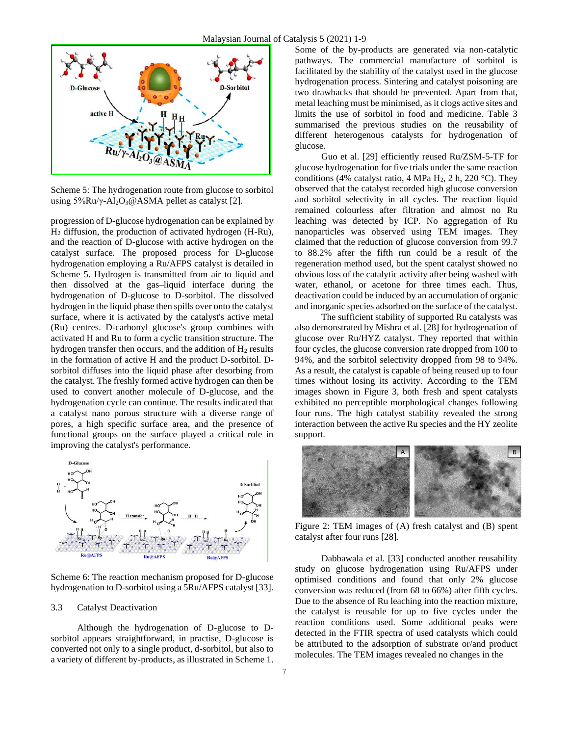Scheme 5: The hydrogenation route from glucose to sorbitol using 5%Ru/γ-$Al_2O_3$@ASMA pellet as catalyst [2].

progression of D-glucose hydrogenation can be explained by $H_2$ diffusion, the production of activated hydrogen (H-Ru), and the reaction of D-glucose with active hydrogen on the catalyst surface. The proposed process for D-glucose hydrogenation employing a Ru/AFPS catalyst is detailed in Scheme 5. Hydrogen is transmitted from air to liquid and then dissolved at the gas–liquid interface during the hydrogenation of D-glucose to D-sorbitol. The dissolved hydrogen in the liquid phase then spills over onto the catalyst surface, where it is activated by the catalyst's active metal (Ru) centres. D-carbonyl glucose's group combines with activated H and Ru to form a cyclic transition structure. The hydrogen transfer then occurs, and the addition of $H_2$ results in the formation of active H and the product D-sorbitol. D-sorbitol diffuses into the liquid phase after desorbing from the catalyst. The freshly formed active hydrogen can then be used to convert another molecule of D-glucose, and the hydrogenation cycle can continue. The results indicated that a catalyst nano porous structure with a diverse range of pores, a high specific surface area, and the presence of functional groups on the surface played a critical role in improving the catalyst's performance.

Scheme 6: The reaction mechanism proposed for D-glucose hydrogenation to D-sorbitol using a 5Ru/AFPS catalyst [33].

### 3.3 Catalyst Deactivation

Although the hydrogenation of D-glucose to D-sorbitol appears straightforward, in practise, D-glucose is converted not only to a single product, d-sorbitol, but also to a variety of different by-products, as illustrated in Scheme 1. Some of the by-products are generated via non-catalytic pathways. The commercial manufacture of sorbitol is facilitated by the stability of the catalyst used in the glucose hydrogenation process. Sintering and catalyst poisoning are two drawbacks that should be prevented. Apart from that, metal leaching must be minimised, as it clogs active sites and limits the use of sorbitol in food and medicine. Table 3 summarised the previous studies on the reusability of different heterogenous catalysts for hydrogenation of glucose.

Guo et al. [29] efficiently reused Ru/ZSM-5-TF for glucose hydrogenation for five trials under the same reaction conditions (4% catalyst ratio, 4 MPa $H_2$, 2 h, 220 °C). They observed that the catalyst recorded high glucose conversion and sorbitol selectivity in all cycles. The reaction liquid remained colourless after filtration and almost no Ru leaching was detected by ICP. No aggregation of Ru nanoparticles was observed using TEM images. They claimed that the reduction of glucose conversion from 99.7 to 88.2% after the fifth run could be a result of the regeneration method used, but the spent catalyst showed no obvious loss of the catalytic activity after being washed with water, ethanol, or acetone for three times each. Thus, deactivation could be induced by an accumulation of organic and inorganic species adsorbed on the surface of the catalyst.

The sufficient stability of supported Ru catalysts was also demonstrated by Mishra et al. [28] for hydrogenation of glucose over Ru/HYZ catalyst. They reported that within four cycles, the glucose conversion rate dropped from 100 to 94%, and the sorbitol selectivity dropped from 98 to 94%. As a result, the catalyst is capable of being reused up to four times without losing its activity. According to the TEM images shown in Figure 3, both fresh and spent catalysts exhibited no perceptible morphological changes following four runs. The high catalyst stability revealed the strong interaction between the active Ru species and the HY zeolite support.

Figure 2: TEM images of (A) fresh catalyst and (B) spent catalyst after four runs [28].

Dabbawala et al. [33] conducted another reusability study on glucose hydrogenation using Ru/AFPS under optimised conditions and found that only 2% glucose conversion was reduced (from 68 to 66%) after fifth cycles. Due to the absence of Ru leaching into the reaction mixture, the catalyst is reusable for up to five cycles under the reaction conditions used. Some additional peaks were detected in the FTIR spectra of used catalysts which could be attributed to the adsorption of substrate or/and product molecules. The TEM images revealed no changes in the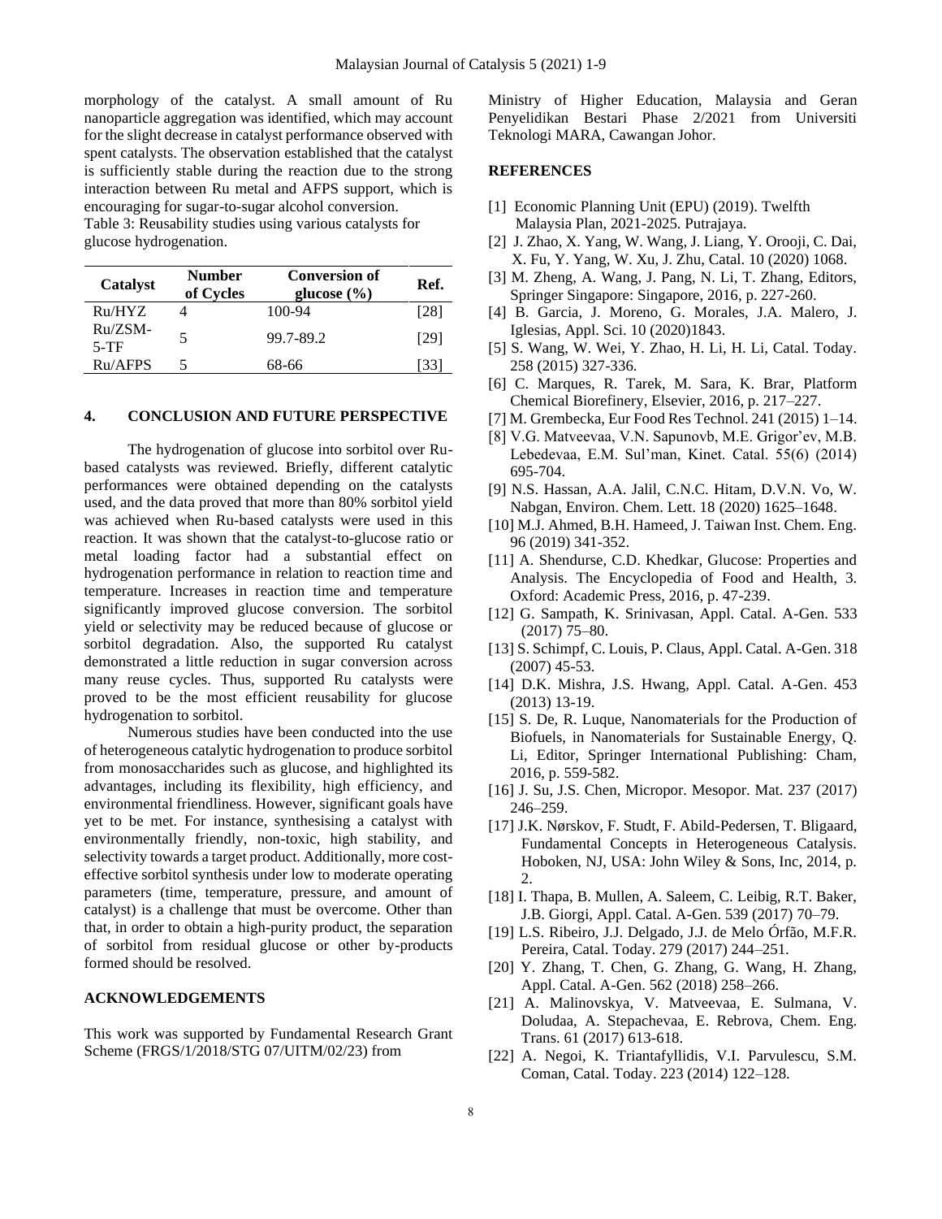morphology of the catalyst. A small amount of Ru nanoparticle aggregation was identified, which may account for the slight decrease in catalyst performance observed with spent catalysts. The observation established that the catalyst is sufficiently stable during the reaction due to the strong interaction between Ru metal and AFPS support, which is encouraging for sugar-to-sugar alcohol conversion.

Table 3: Reusability studies using various catalysts for glucose hydrogenation.

| Catalyst | Number of Cycles | Conversion of glucose (%) | Ref. |
|---|---|---|---|
| Ru/HYZ | 4 | 100-94 | [28] |
| Ru/ZSM-5-TF | 5 | 99.7-89.2 | [29] |
| Ru/AFPS | 5 | 68-66 | [33] |

## 4. CONCLUSION AND FUTURE PERSPECTIVE

The hydrogenation of glucose into sorbitol over Ru-based catalysts was reviewed. Briefly, different catalytic performances were obtained depending on the catalysts used, and the data proved that more than 80% sorbitol yield was achieved when Ru-based catalysts were used in this reaction. It was shown that the catalyst-to-glucose ratio or metal loading factor had a substantial effect on hydrogenation performance in relation to reaction time and temperature. Increases in reaction time and temperature significantly improved glucose conversion. The sorbitol yield or selectivity may be reduced because of glucose or sorbitol degradation. Also, the supported Ru catalyst demonstrated a little reduction in sugar conversion across many reuse cycles. Thus, supported Ru catalysts were proved to be the most efficient reusability for glucose hydrogenation to sorbitol.

Numerous studies have been conducted into the use of heterogeneous catalytic hydrogenation to produce sorbitol from monosaccharides such as glucose, and highlighted its advantages, including its flexibility, high efficiency, and environmental friendliness. However, significant goals have yet to be met. For instance, synthesising a catalyst with environmentally friendly, non-toxic, high stability, and selectivity towards a target product. Additionally, more cost-effective sorbitol synthesis under low to moderate operating parameters (time, temperature, pressure, and amount of catalyst) is a challenge that must be overcome. Other than that, in order to obtain a high-purity product, the separation of sorbitol from residual glucose or other by-products formed should be resolved.

## ACKNOWLEDGEMENTS

This work was supported by Fundamental Research Grant Scheme (FRGS/1/2018/STG 07/UITM/02/23) from Ministry of Higher Education, Malaysia and Geran Penyelidikan Bestari Phase 2/2021 from Universiti Teknologi MARA, Cawangan Johor.

## REFERENCES

[1] Economic Planning Unit (EPU) (2019). Twelfth Malaysia Plan, 2021-2025. Putrajaya.

[2] J. Zhao, X. Yang, W. Wang, J. Liang, Y. Orooji, C. Dai, X. Fu, Y. Yang, W. Xu, J. Zhu, Catal. 10 (2020) 1068.

[3] M. Zheng, A. Wang, J. Pang, N. Li, T. Zhang, Editors, Springer Singapore: Singapore, 2016, p. 227-260.

[4] B. Garcia, J. Moreno, G. Morales, J.A. Malero, J. Iglesias, Appl. Sci. 10 (2020)1843.

[5] S. Wang, W. Wei, Y. Zhao, H. Li, H. Li, Catal. Today. 258 (2015) 327-336.

[6] C. Marques, R. Tarek, M. Sara, K. Brar, Platform Chemical Biorefinery, Elsevier, 2016, p. 217–227.

[7] M. Grembecka, Eur Food Res Technol. 241 (2015) 1–14.

[8] V.G. Matveevaa, V.N. Sapunovb, M.E. Grigor'ev, M.B. Lebedevaa, E.M. Sul'man, Kinet. Catal. 55(6) (2014) 695-704.

[9] N.S. Hassan, A.A. Jalil, C.N.C. Hitam, D.V.N. Vo, W. Nabgan, Environ. Chem. Lett. 18 (2020) 1625–1648.

[10] M.J. Ahmed, B.H. Hameed, J. Taiwan Inst. Chem. Eng. 96 (2019) 341-352.

[11] A. Shendurse, C.D. Khedkar, Glucose: Properties and Analysis. The Encyclopedia of Food and Health, 3. Oxford: Academic Press, 2016, p. 47-239.

[12] G. Sampath, K. Srinivasan, Appl. Catal. A-Gen. 533 (2017) 75–80.

[13] S. Schimpf, C. Louis, P. Claus, Appl. Catal. A-Gen. 318 (2007) 45-53.

[14] D.K. Mishra, J.S. Hwang, Appl. Catal. A-Gen. 453 (2013) 13-19.

[15] S. De, R. Luque, Nanomaterials for the Production of Biofuels, in Nanomaterials for Sustainable Energy, Q. Li, Editor, Springer International Publishing: Cham, 2016, p. 559-582.

[16] J. Su, J.S. Chen, Micropor. Mesopor. Mat. 237 (2017) 246–259.

[17] J.K. Nørskov, F. Studt, F. Abild-Pedersen, T. Bligaard, Fundamental Concepts in Heterogeneous Catalysis. Hoboken, NJ, USA: John Wiley & Sons, Inc, 2014, p. 2.

[18] I. Thapa, B. Mullen, A. Saleem, C. Leibig, R.T. Baker, J.B. Giorgi, Appl. Catal. A-Gen. 539 (2017) 70–79.

[19] L.S. Ribeiro, J.J. Delgado, J.J. de Melo Órfão, M.F.R. Pereira, Catal. Today. 279 (2017) 244–251.

[20] Y. Zhang, T. Chen, G. Zhang, G. Wang, H. Zhang, Appl. Catal. A-Gen. 562 (2018) 258–266.

[21] A. Malinovskya, V. Matveevaa, E. Sulmana, V. Doludaa, A. Stepachevaa, E. Rebrova, Chem. Eng. Trans. 61 (2017) 613-618.

[22] A. Negoi, K. Triantafyllidis, V.I. Parvulescu, S.M. Coman, Catal. Today. 223 (2014) 122–128.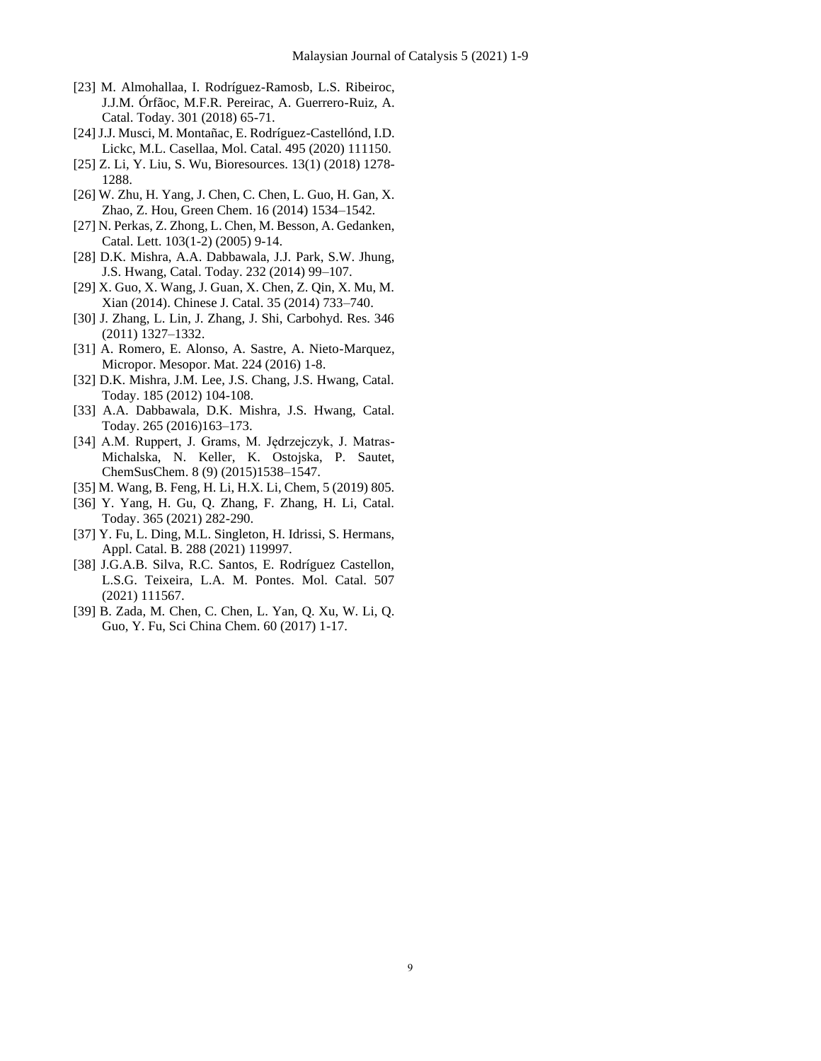[23] M. Almohallaa, I. Rodríguez-Ramosb, L.S. Ribeiroc, J.J.M. Órfãoc, M.F.R. Pereirac, A. Guerrero-Ruiz, A. Catal. Today. 301 (2018) 65-71.

[24] J.J. Musci, M. Montañac, E. Rodríguez-Castellónd, I.D. Lickc, M.L. Casellaa, Mol. Catal. 495 (2020) 111150.

[25] Z. Li, Y. Liu, S. Wu, Bioresources. 13(1) (2018) 1278-1288.

[26] W. Zhu, H. Yang, J. Chen, C. Chen, L. Guo, H. Gan, X. Zhao, Z. Hou, Green Chem. 16 (2014) 1534–1542.

[27] N. Perkas, Z. Zhong, L. Chen, M. Besson, A. Gedanken, Catal. Lett. 103(1-2) (2005) 9-14.

[28] D.K. Mishra, A.A. Dabbawala, J.J. Park, S.W. Jhung, J.S. Hwang, Catal. Today. 232 (2014) 99–107.

[29] X. Guo, X. Wang, J. Guan, X. Chen, Z. Qin, X. Mu, M. Xian (2014). Chinese J. Catal. 35 (2014) 733–740.

[30] J. Zhang, L. Lin, J. Zhang, J. Shi, Carbohyd. Res. 346 (2011) 1327–1332.

[31] A. Romero, E. Alonso, A. Sastre, A. Nieto-Marquez, Micropor. Mesopor. Mat. 224 (2016) 1-8.

[32] D.K. Mishra, J.M. Lee, J.S. Chang, J.S. Hwang, Catal. Today. 185 (2012) 104-108.

[33] A.A. Dabbawala, D.K. Mishra, J.S. Hwang, Catal. Today. 265 (2016)163–173.

[34] A.M. Ruppert, J. Grams, M. Jędrzejczyk, J. Matras-Michalska, N. Keller, K. Ostojska, P. Sautet, ChemSusChem. 8 (9) (2015)1538–1547.

[35] M. Wang, B. Feng, H. Li, H.X. Li, Chem, 5 (2019) 805.

[36] Y. Yang, H. Gu, Q. Zhang, F. Zhang, H. Li, Catal. Today. 365 (2021) 282-290.

[37] Y. Fu, L. Ding, M.L. Singleton, H. Idrissi, S. Hermans, Appl. Catal. B. 288 (2021) 119997.

[38] J.G.A.B. Silva, R.C. Santos, E. Rodríguez Castellon, L.S.G. Teixeira, L.A. M. Pontes. Mol. Catal. 507 (2021) 111567.

[39] B. Zada, M. Chen, C. Chen, L. Yan, Q. Xu, W. Li, Q. Guo, Y. Fu, Sci China Chem. 60 (2017) 1-17.